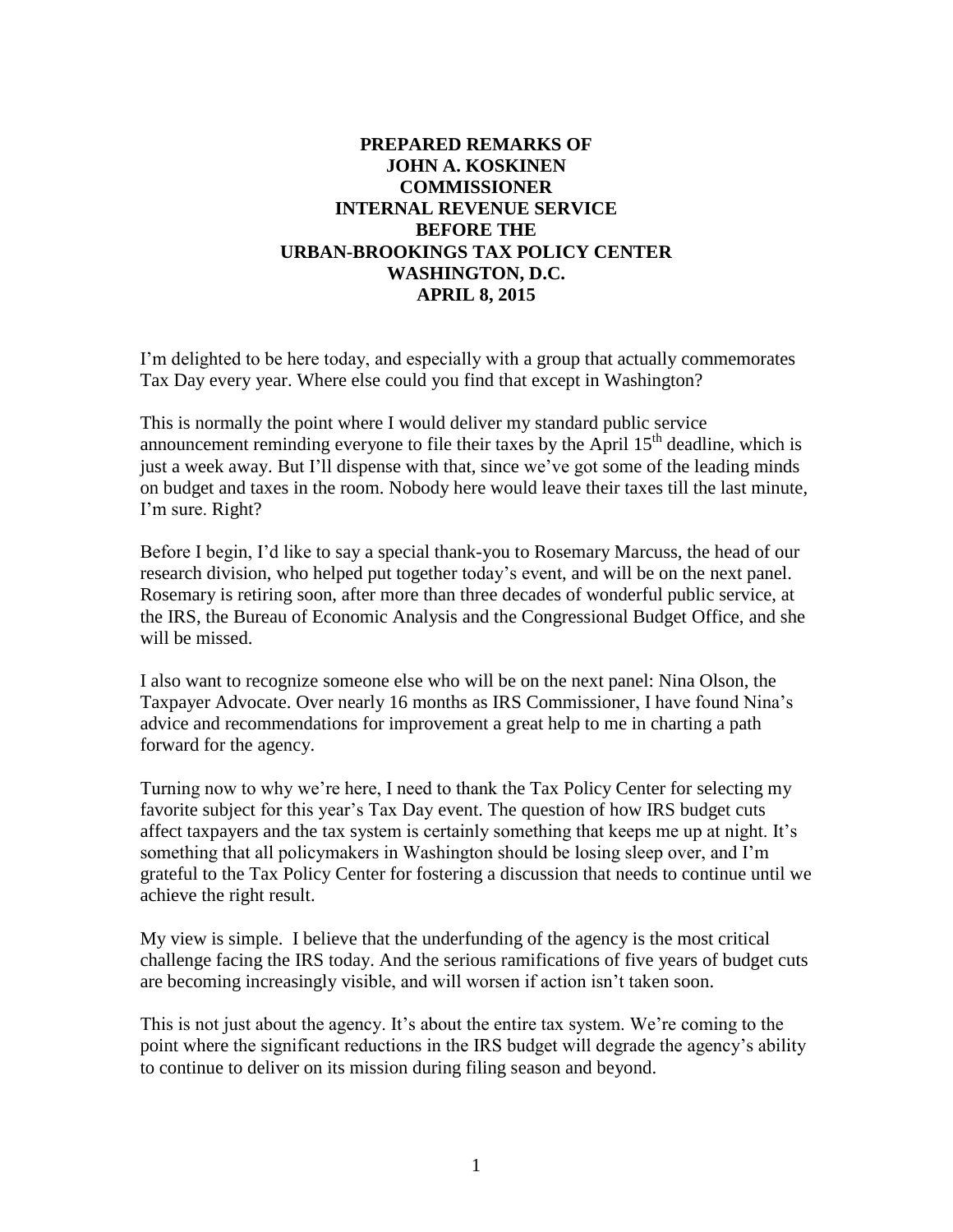**PREPARED REMARKS OF**
**JOHN A. KOSKINEN**
**COMMISSIONER**
**INTERNAL REVENUE SERVICE**
**BEFORE THE**
**URBAN-BROOKINGS TAX POLICY CENTER**
**WASHINGTON, D.C.**
**APRIL 8, 2015**

I'm delighted to be here today, and especially with a group that actually commemorates Tax Day every year. Where else could you find that except in Washington?

This is normally the point where I would deliver my standard public service announcement reminding everyone to file their taxes by the April 15th deadline, which is just a week away. But I'll dispense with that, since we've got some of the leading minds on budget and taxes in the room. Nobody here would leave their taxes till the last minute, I'm sure. Right?

Before I begin, I'd like to say a special thank-you to Rosemary Marcuss, the head of our research division, who helped put together today's event, and will be on the next panel. Rosemary is retiring soon, after more than three decades of wonderful public service, at the IRS, the Bureau of Economic Analysis and the Congressional Budget Office, and she will be missed.

I also want to recognize someone else who will be on the next panel: Nina Olson, the Taxpayer Advocate. Over nearly 16 months as IRS Commissioner, I have found Nina's advice and recommendations for improvement a great help to me in charting a path forward for the agency.

Turning now to why we're here, I need to thank the Tax Policy Center for selecting my favorite subject for this year's Tax Day event. The question of how IRS budget cuts affect taxpayers and the tax system is certainly something that keeps me up at night. It's something that all policymakers in Washington should be losing sleep over, and I'm grateful to the Tax Policy Center for fostering a discussion that needs to continue until we achieve the right result.

My view is simple. I believe that the underfunding of the agency is the most critical challenge facing the IRS today. And the serious ramifications of five years of budget cuts are becoming increasingly visible, and will worsen if action isn't taken soon.

This is not just about the agency. It's about the entire tax system. We're coming to the point where the significant reductions in the IRS budget will degrade the agency's ability to continue to deliver on its mission during filing season and beyond.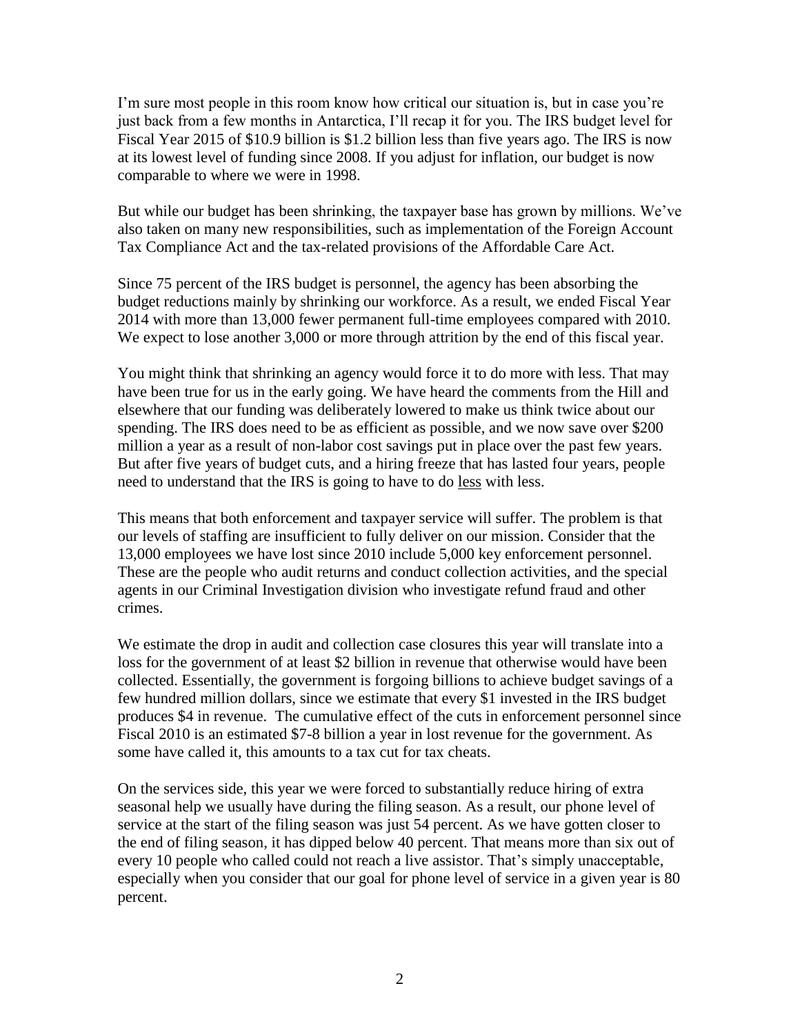I'm sure most people in this room know how critical our situation is, but in case you're just back from a few months in Antarctica, I'll recap it for you. The IRS budget level for Fiscal Year 2015 of $10.9 billion is $1.2 billion less than five years ago. The IRS is now at its lowest level of funding since 2008. If you adjust for inflation, our budget is now comparable to where we were in 1998.

But while our budget has been shrinking, the taxpayer base has grown by millions. We've also taken on many new responsibilities, such as implementation of the Foreign Account Tax Compliance Act and the tax-related provisions of the Affordable Care Act.

Since 75 percent of the IRS budget is personnel, the agency has been absorbing the budget reductions mainly by shrinking our workforce. As a result, we ended Fiscal Year 2014 with more than 13,000 fewer permanent full-time employees compared with 2010. We expect to lose another 3,000 or more through attrition by the end of this fiscal year.

You might think that shrinking an agency would force it to do more with less. That may have been true for us in the early going. We have heard the comments from the Hill and elsewhere that our funding was deliberately lowered to make us think twice about our spending. The IRS does need to be as efficient as possible, and we now save over $200 million a year as a result of non-labor cost savings put in place over the past few years. But after five years of budget cuts, and a hiring freeze that has lasted four years, people need to understand that the IRS is going to have to do <u>less</u> with less.

This means that both enforcement and taxpayer service will suffer. The problem is that our levels of staffing are insufficient to fully deliver on our mission. Consider that the 13,000 employees we have lost since 2010 include 5,000 key enforcement personnel. These are the people who audit returns and conduct collection activities, and the special agents in our Criminal Investigation division who investigate refund fraud and other crimes.

We estimate the drop in audit and collection case closures this year will translate into a loss for the government of at least $2 billion in revenue that otherwise would have been collected. Essentially, the government is forgoing billions to achieve budget savings of a few hundred million dollars, since we estimate that every $1 invested in the IRS budget produces $4 in revenue. The cumulative effect of the cuts in enforcement personnel since Fiscal 2010 is an estimated $7-8 billion a year in lost revenue for the government. As some have called it, this amounts to a tax cut for tax cheats.

On the services side, this year we were forced to substantially reduce hiring of extra seasonal help we usually have during the filing season. As a result, our phone level of service at the start of the filing season was just 54 percent. As we have gotten closer to the end of filing season, it has dipped below 40 percent. That means more than six out of every 10 people who called could not reach a live assistor. That's simply unacceptable, especially when you consider that our goal for phone level of service in a given year is 80 percent.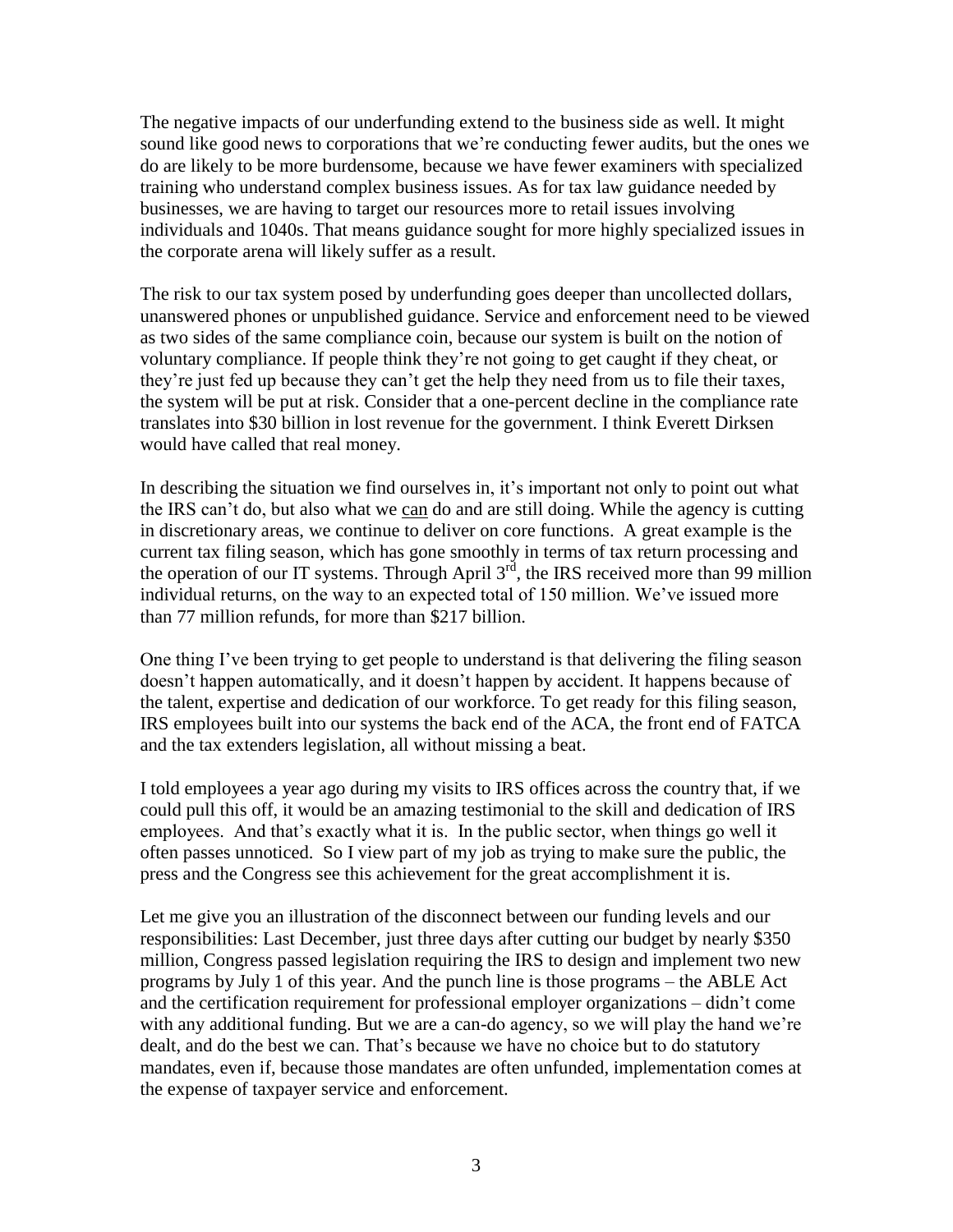The negative impacts of our underfunding extend to the business side as well. It might sound like good news to corporations that we're conducting fewer audits, but the ones we do are likely to be more burdensome, because we have fewer examiners with specialized training who understand complex business issues. As for tax law guidance needed by businesses, we are having to target our resources more to retail issues involving individuals and 1040s. That means guidance sought for more highly specialized issues in the corporate arena will likely suffer as a result.

The risk to our tax system posed by underfunding goes deeper than uncollected dollars, unanswered phones or unpublished guidance. Service and enforcement need to be viewed as two sides of the same compliance coin, because our system is built on the notion of voluntary compliance. If people think they're not going to get caught if they cheat, or they're just fed up because they can't get the help they need from us to file their taxes, the system will be put at risk. Consider that a one-percent decline in the compliance rate translates into $30 billion in lost revenue for the government. I think Everett Dirksen would have called that real money.

In describing the situation we find ourselves in, it's important not only to point out what the IRS can't do, but also what we <u>can</u> do and are still doing. While the agency is cutting in discretionary areas, we continue to deliver on core functions. A great example is the current tax filing season, which has gone smoothly in terms of tax return processing and the operation of our IT systems. Through April 3rd, the IRS received more than 99 million individual returns, on the way to an expected total of 150 million. We've issued more than 77 million refunds, for more than $217 billion.

One thing I've been trying to get people to understand is that delivering the filing season doesn't happen automatically, and it doesn't happen by accident. It happens because of the talent, expertise and dedication of our workforce. To get ready for this filing season, IRS employees built into our systems the back end of the ACA, the front end of FATCA and the tax extenders legislation, all without missing a beat.

I told employees a year ago during my visits to IRS offices across the country that, if we could pull this off, it would be an amazing testimonial to the skill and dedication of IRS employees. And that's exactly what it is. In the public sector, when things go well it often passes unnoticed. So I view part of my job as trying to make sure the public, the press and the Congress see this achievement for the great accomplishment it is.

Let me give you an illustration of the disconnect between our funding levels and our responsibilities: Last December, just three days after cutting our budget by nearly $350 million, Congress passed legislation requiring the IRS to design and implement two new programs by July 1 of this year. And the punch line is those programs – the ABLE Act and the certification requirement for professional employer organizations – didn't come with any additional funding. But we are a can-do agency, so we will play the hand we're dealt, and do the best we can. That's because we have no choice but to do statutory mandates, even if, because those mandates are often unfunded, implementation comes at the expense of taxpayer service and enforcement.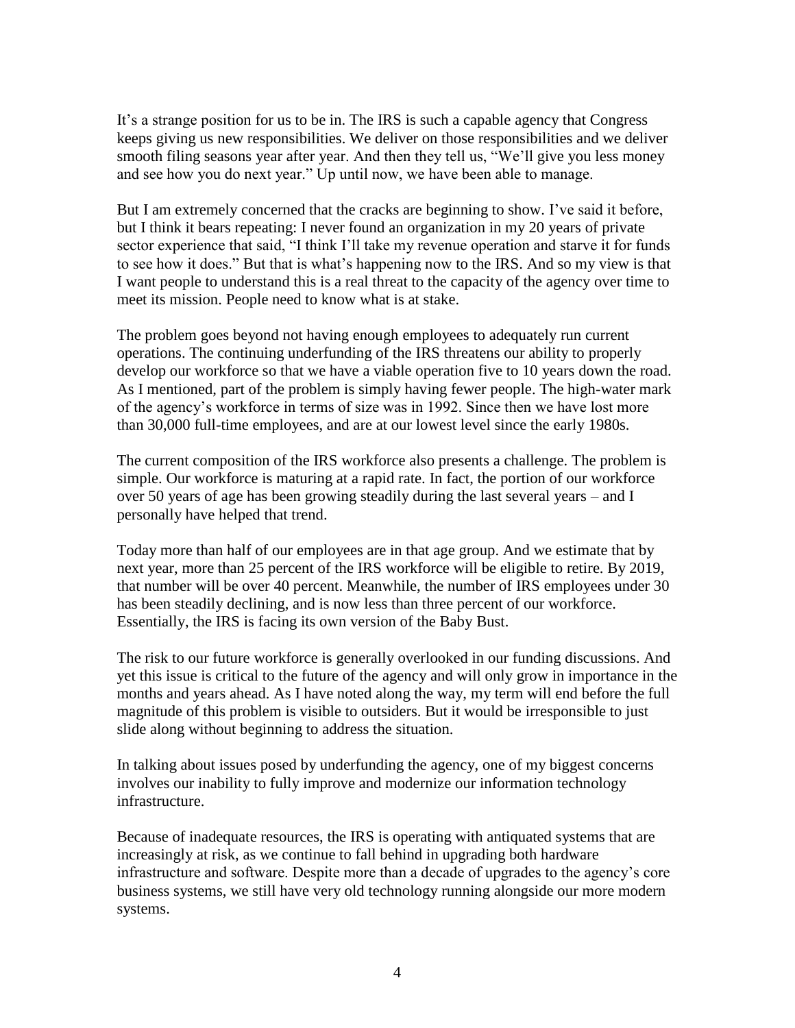It's a strange position for us to be in. The IRS is such a capable agency that Congress keeps giving us new responsibilities. We deliver on those responsibilities and we deliver smooth filing seasons year after year. And then they tell us, "We'll give you less money and see how you do next year." Up until now, we have been able to manage.

But I am extremely concerned that the cracks are beginning to show. I've said it before, but I think it bears repeating: I never found an organization in my 20 years of private sector experience that said, "I think I'll take my revenue operation and starve it for funds to see how it does." But that is what's happening now to the IRS. And so my view is that I want people to understand this is a real threat to the capacity of the agency over time to meet its mission. People need to know what is at stake.

The problem goes beyond not having enough employees to adequately run current operations. The continuing underfunding of the IRS threatens our ability to properly develop our workforce so that we have a viable operation five to 10 years down the road. As I mentioned, part of the problem is simply having fewer people. The high-water mark of the agency's workforce in terms of size was in 1992. Since then we have lost more than 30,000 full-time employees, and are at our lowest level since the early 1980s.

The current composition of the IRS workforce also presents a challenge. The problem is simple. Our workforce is maturing at a rapid rate. In fact, the portion of our workforce over 50 years of age has been growing steadily during the last several years – and I personally have helped that trend.

Today more than half of our employees are in that age group. And we estimate that by next year, more than 25 percent of the IRS workforce will be eligible to retire. By 2019, that number will be over 40 percent. Meanwhile, the number of IRS employees under 30 has been steadily declining, and is now less than three percent of our workforce. Essentially, the IRS is facing its own version of the Baby Bust.

The risk to our future workforce is generally overlooked in our funding discussions. And yet this issue is critical to the future of the agency and will only grow in importance in the months and years ahead. As I have noted along the way, my term will end before the full magnitude of this problem is visible to outsiders. But it would be irresponsible to just slide along without beginning to address the situation.

In talking about issues posed by underfunding the agency, one of my biggest concerns involves our inability to fully improve and modernize our information technology infrastructure.

Because of inadequate resources, the IRS is operating with antiquated systems that are increasingly at risk, as we continue to fall behind in upgrading both hardware infrastructure and software. Despite more than a decade of upgrades to the agency's core business systems, we still have very old technology running alongside our more modern systems.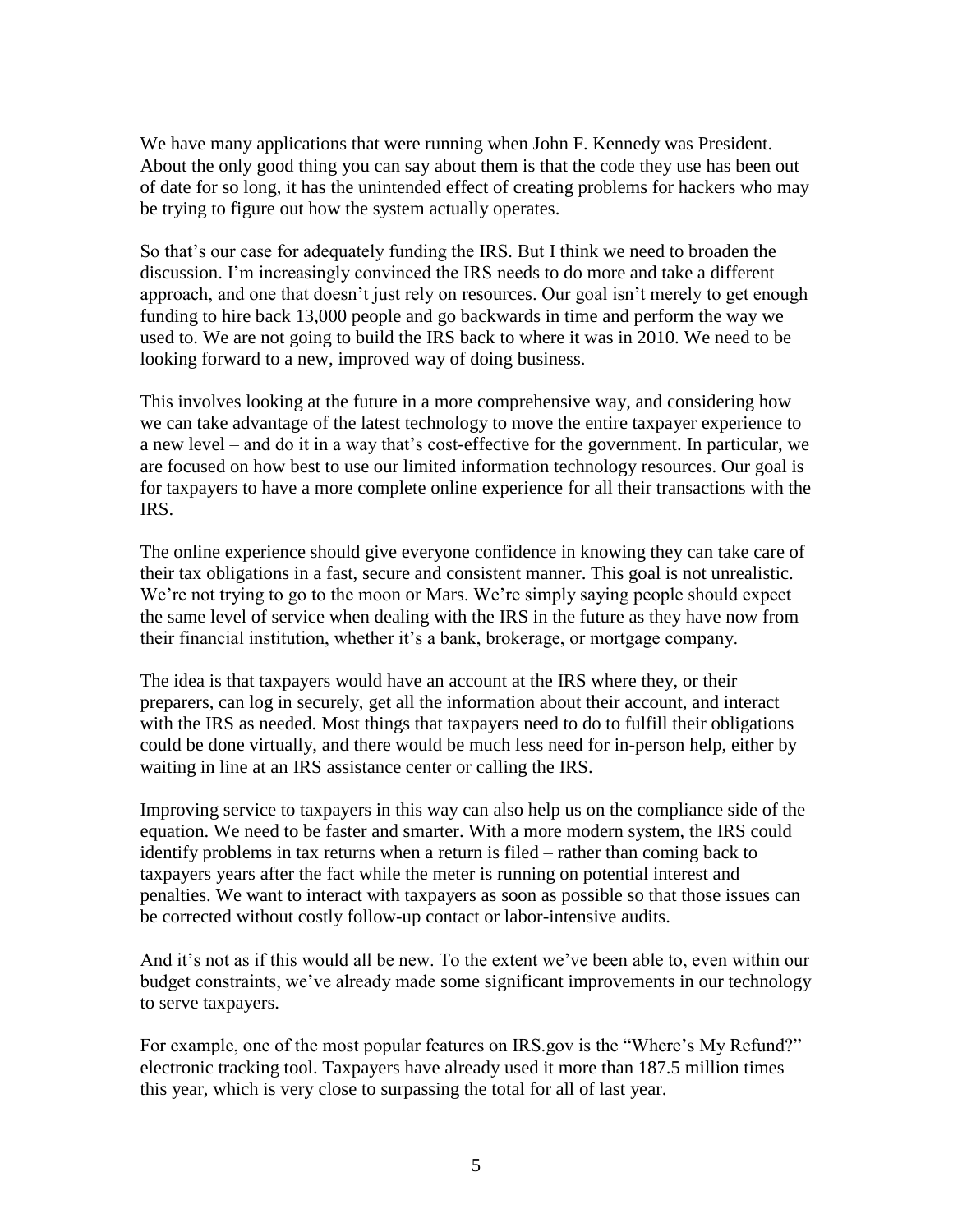We have many applications that were running when John F. Kennedy was President. About the only good thing you can say about them is that the code they use has been out of date for so long, it has the unintended effect of creating problems for hackers who may be trying to figure out how the system actually operates.

So that's our case for adequately funding the IRS. But I think we need to broaden the discussion. I'm increasingly convinced the IRS needs to do more and take a different approach, and one that doesn't just rely on resources. Our goal isn't merely to get enough funding to hire back 13,000 people and go backwards in time and perform the way we used to. We are not going to build the IRS back to where it was in 2010. We need to be looking forward to a new, improved way of doing business.

This involves looking at the future in a more comprehensive way, and considering how we can take advantage of the latest technology to move the entire taxpayer experience to a new level – and do it in a way that's cost-effective for the government. In particular, we are focused on how best to use our limited information technology resources. Our goal is for taxpayers to have a more complete online experience for all their transactions with the IRS.

The online experience should give everyone confidence in knowing they can take care of their tax obligations in a fast, secure and consistent manner. This goal is not unrealistic. We're not trying to go to the moon or Mars. We're simply saying people should expect the same level of service when dealing with the IRS in the future as they have now from their financial institution, whether it's a bank, brokerage, or mortgage company.

The idea is that taxpayers would have an account at the IRS where they, or their preparers, can log in securely, get all the information about their account, and interact with the IRS as needed. Most things that taxpayers need to do to fulfill their obligations could be done virtually, and there would be much less need for in-person help, either by waiting in line at an IRS assistance center or calling the IRS.

Improving service to taxpayers in this way can also help us on the compliance side of the equation. We need to be faster and smarter. With a more modern system, the IRS could identify problems in tax returns when a return is filed – rather than coming back to taxpayers years after the fact while the meter is running on potential interest and penalties. We want to interact with taxpayers as soon as possible so that those issues can be corrected without costly follow-up contact or labor-intensive audits.

And it's not as if this would all be new. To the extent we've been able to, even within our budget constraints, we've already made some significant improvements in our technology to serve taxpayers.

For example, one of the most popular features on IRS.gov is the "Where's My Refund?" electronic tracking tool. Taxpayers have already used it more than 187.5 million times this year, which is very close to surpassing the total for all of last year.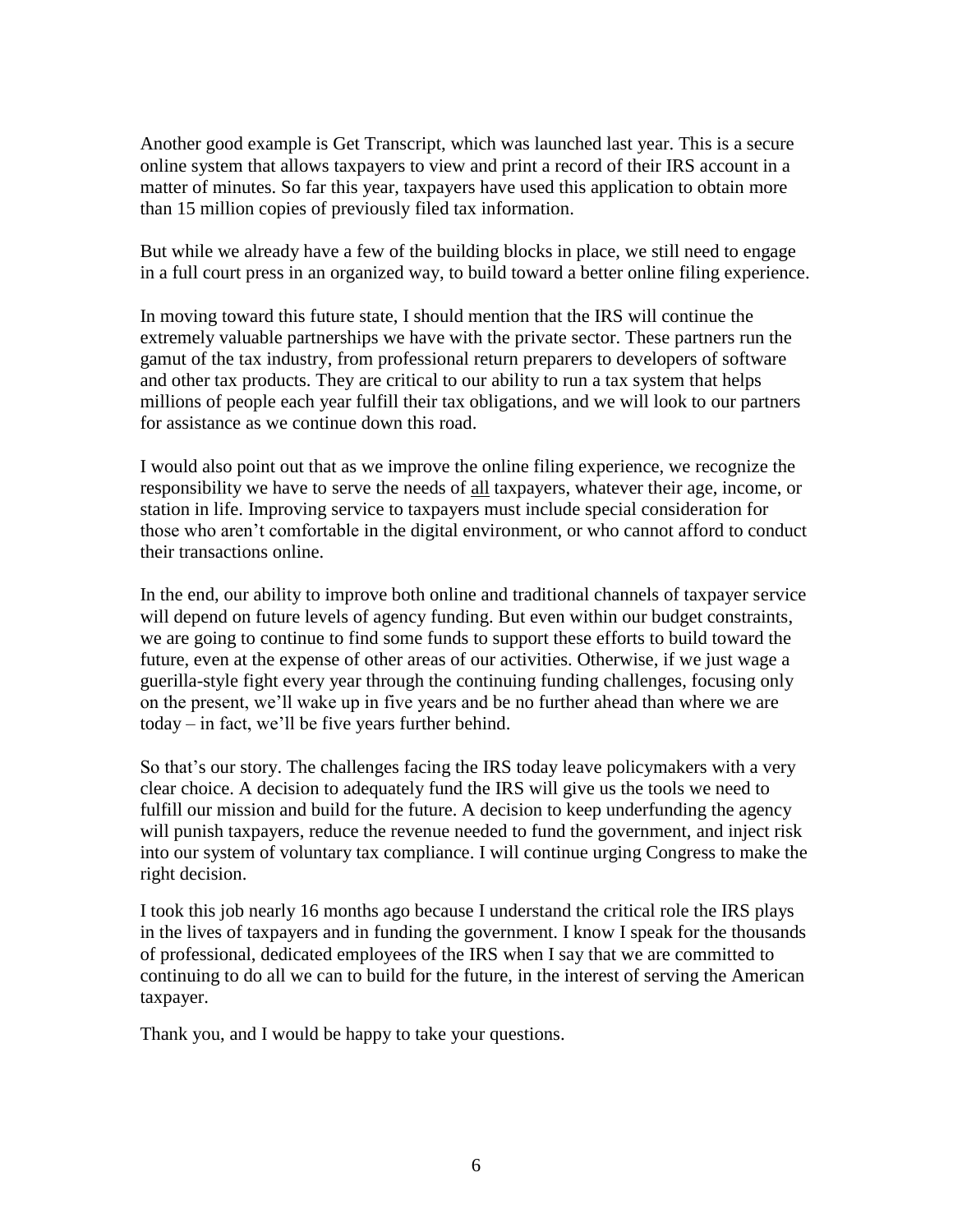Another good example is Get Transcript, which was launched last year. This is a secure online system that allows taxpayers to view and print a record of their IRS account in a matter of minutes. So far this year, taxpayers have used this application to obtain more than 15 million copies of previously filed tax information.

But while we already have a few of the building blocks in place, we still need to engage in a full court press in an organized way, to build toward a better online filing experience.

In moving toward this future state, I should mention that the IRS will continue the extremely valuable partnerships we have with the private sector. These partners run the gamut of the tax industry, from professional return preparers to developers of software and other tax products. They are critical to our ability to run a tax system that helps millions of people each year fulfill their tax obligations, and we will look to our partners for assistance as we continue down this road.

I would also point out that as we improve the online filing experience, we recognize the responsibility we have to serve the needs of <u>all</u> taxpayers, whatever their age, income, or station in life. Improving service to taxpayers must include special consideration for those who aren't comfortable in the digital environment, or who cannot afford to conduct their transactions online.

In the end, our ability to improve both online and traditional channels of taxpayer service will depend on future levels of agency funding. But even within our budget constraints, we are going to continue to find some funds to support these efforts to build toward the future, even at the expense of other areas of our activities. Otherwise, if we just wage a guerilla-style fight every year through the continuing funding challenges, focusing only on the present, we'll wake up in five years and be no further ahead than where we are today – in fact, we'll be five years further behind.

So that's our story. The challenges facing the IRS today leave policymakers with a very clear choice. A decision to adequately fund the IRS will give us the tools we need to fulfill our mission and build for the future. A decision to keep underfunding the agency will punish taxpayers, reduce the revenue needed to fund the government, and inject risk into our system of voluntary tax compliance. I will continue urging Congress to make the right decision.

I took this job nearly 16 months ago because I understand the critical role the IRS plays in the lives of taxpayers and in funding the government. I know I speak for the thousands of professional, dedicated employees of the IRS when I say that we are committed to continuing to do all we can to build for the future, in the interest of serving the American taxpayer.

Thank you, and I would be happy to take your questions.